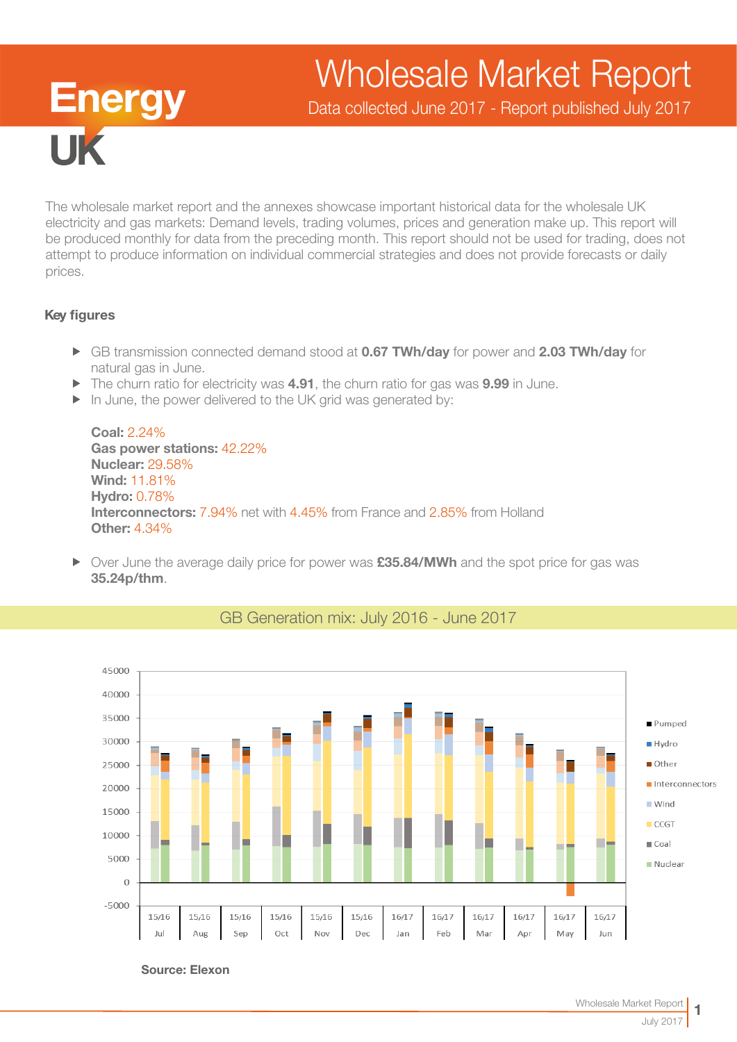# Wholesale Market Report

Data collected June 2017 - Report published July 2017

Energy UK

The wholesale market report and the annexes showcase important historical data for the wholesale UK electricity and gas markets: Demand levels, trading volumes, prices and generation make up. This report will be produced monthly for data from the preceding month. This report should not be used for trading, does not attempt to produce information on individual commercial strategies and does not provide forecasts or daily prices.

### Key figures

- GB transmission connected demand stood at **0.67 TWh/day** for power and **2.03 TWh/day** for natural gas in June.
- The churn ratio for electricity was **4.91**, the churn ratio for gas was **9.99** in June.
- In June, the power delivered to the UK grid was generated by:

  **Coal:** 2.24%
  **Gas power stations:** 42.22%
  **Nuclear:** 29.58%
  **Wind:** 11.81%
  **Hydro:** 0.78%
  **Interconnectors:** 7.94% net with 4.45% from France and 2.85% from Holland
  **Other:** 4.34%

- Over June the average daily price for power was **£35.84/MWh** and the spot price for gas was **35.24p/thm**.

## GB Generation mix: July 2016 - June 2017

**Source: Elexon**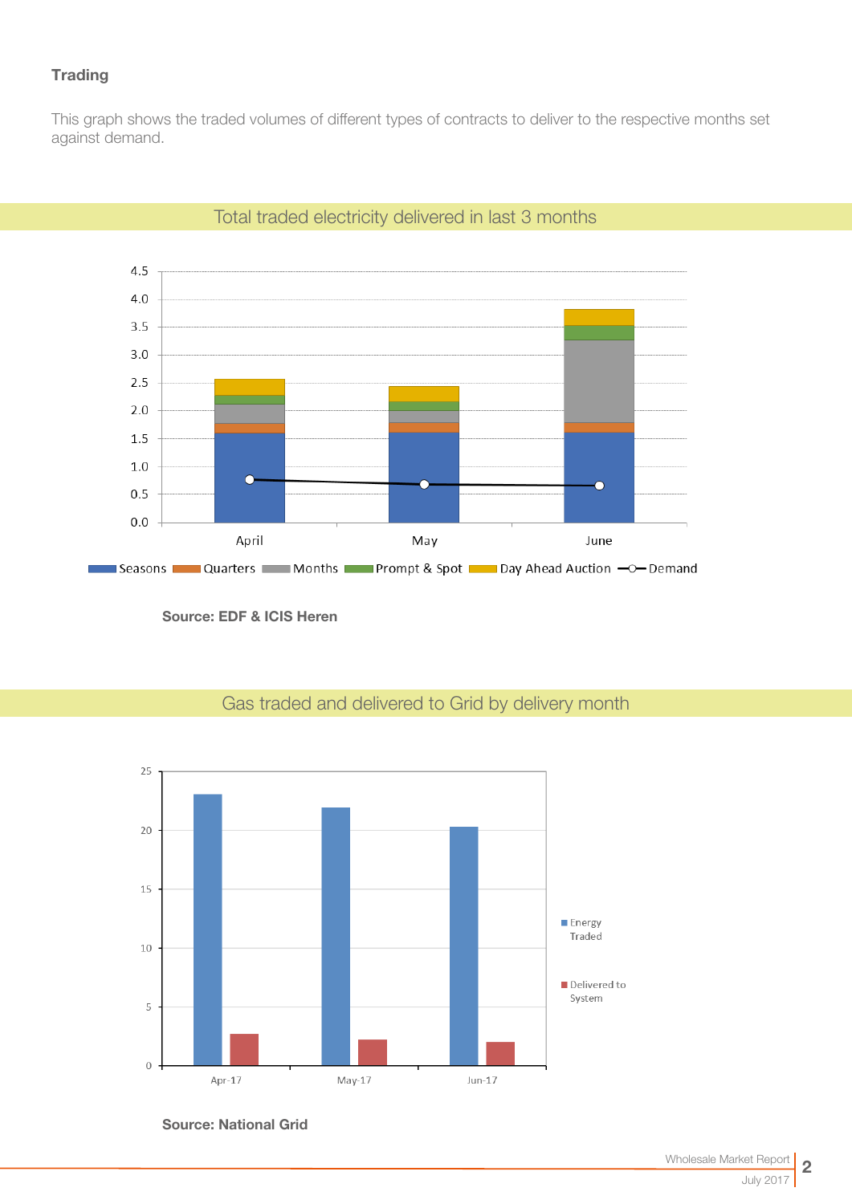### Trading

This graph shows the traded volumes of different types of contracts to deliver to the respective months set against demand.

## Total traded electricity delivered in last 3 months

Seasons, Quarters, Months, Prompt & Spot, Day Ahead Auction, Demand

**Source: EDF & ICIS Heren**

## Gas traded and delivered to Grid by delivery month

Energy Traded, Delivered to System

**Source: National Grid**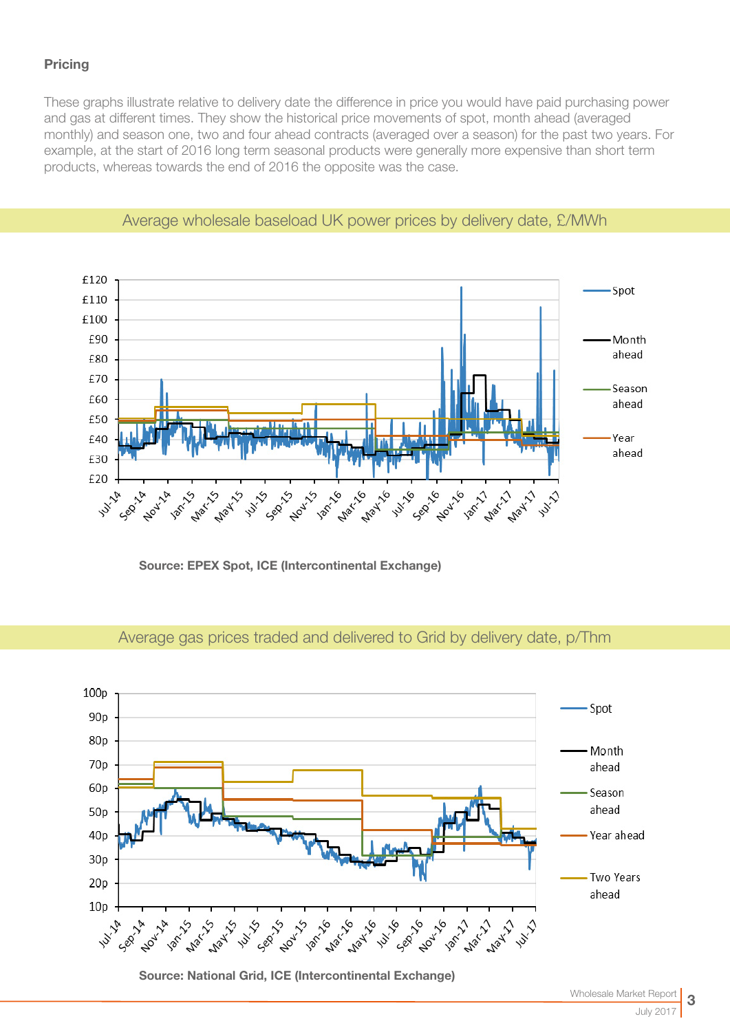**Pricing**

These graphs illustrate relative to delivery date the difference in price you would have paid purchasing power and gas at different times. They show the historical price movements of spot, month ahead (averaged monthly) and season one, two and four ahead contracts (averaged over a season) for the past two years. For example, at the start of 2016 long term seasonal products were generally more expensive than short term products, whereas towards the end of 2016 the opposite was the case.

Average wholesale baseload UK power prices by delivery date, £/MWh

**Source: EPEX Spot, ICE (Intercontinental Exchange)**

Average gas prices traded and delivered to Grid by delivery date, p/Thm

**Source: National Grid, ICE (Intercontinental Exchange)**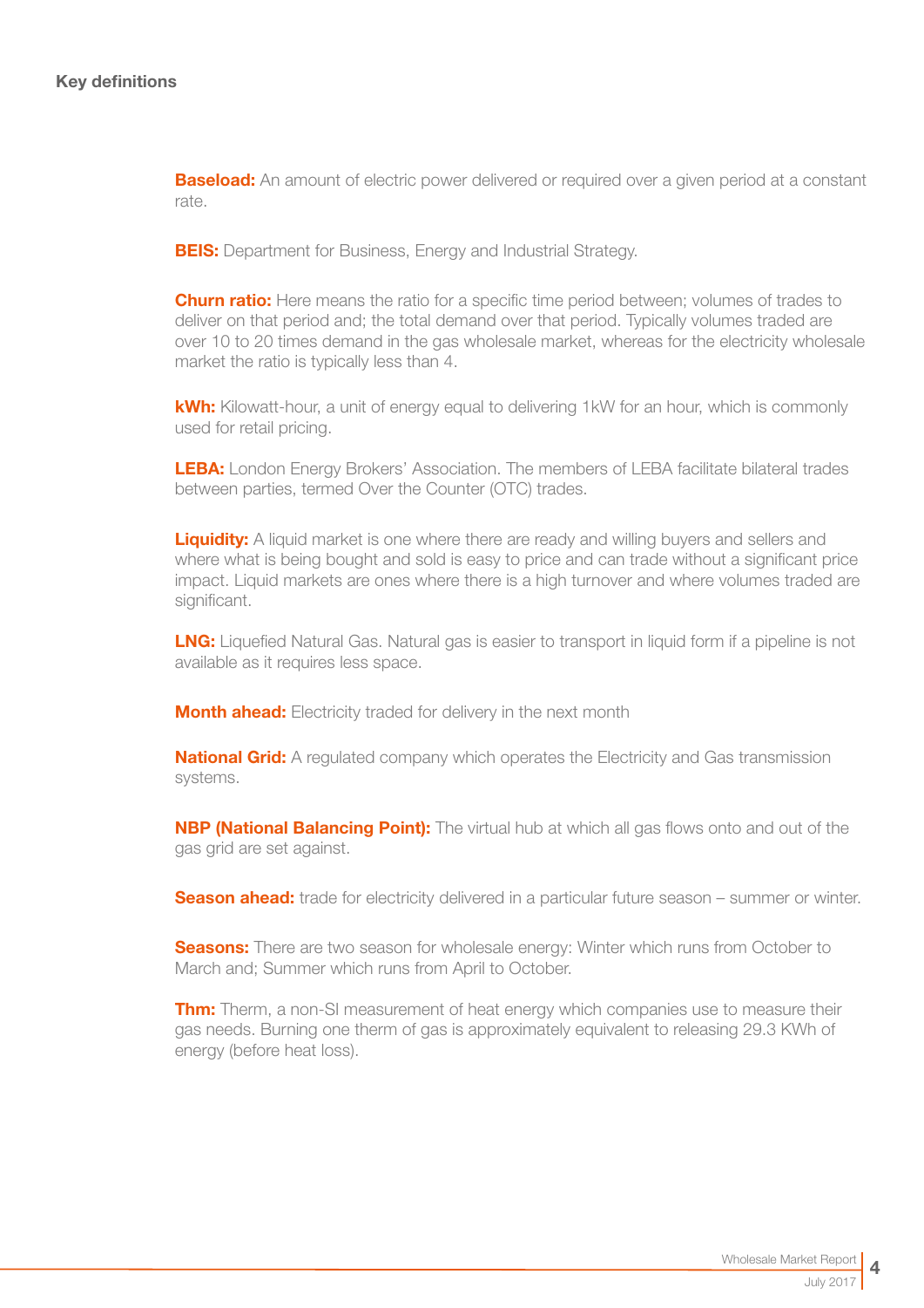## Key definitions

**Baseload:** An amount of electric power delivered or required over a given period at a constant rate.

**BEIS:** Department for Business, Energy and Industrial Strategy.

**Churn ratio:** Here means the ratio for a specific time period between; volumes of trades to deliver on that period and; the total demand over that period. Typically volumes traded are over 10 to 20 times demand in the gas wholesale market, whereas for the electricity wholesale market the ratio is typically less than 4.

**kWh:** Kilowatt-hour, a unit of energy equal to delivering 1kW for an hour, which is commonly used for retail pricing.

**LEBA:** London Energy Brokers' Association. The members of LEBA facilitate bilateral trades between parties, termed Over the Counter (OTC) trades.

**Liquidity:** A liquid market is one where there are ready and willing buyers and sellers and where what is being bought and sold is easy to price and can trade without a significant price impact. Liquid markets are ones where there is a high turnover and where volumes traded are significant.

**LNG:** Liquefied Natural Gas. Natural gas is easier to transport in liquid form if a pipeline is not available as it requires less space.

**Month ahead:** Electricity traded for delivery in the next month

**National Grid:** A regulated company which operates the Electricity and Gas transmission systems.

**NBP (National Balancing Point):** The virtual hub at which all gas flows onto and out of the gas grid are set against.

**Season ahead:** trade for electricity delivered in a particular future season – summer or winter.

**Seasons:** There are two season for wholesale energy: Winter which runs from October to March and; Summer which runs from April to October.

**Thm:** Therm, a non-SI measurement of heat energy which companies use to measure their gas needs. Burning one therm of gas is approximately equivalent to releasing 29.3 KWh of energy (before heat loss).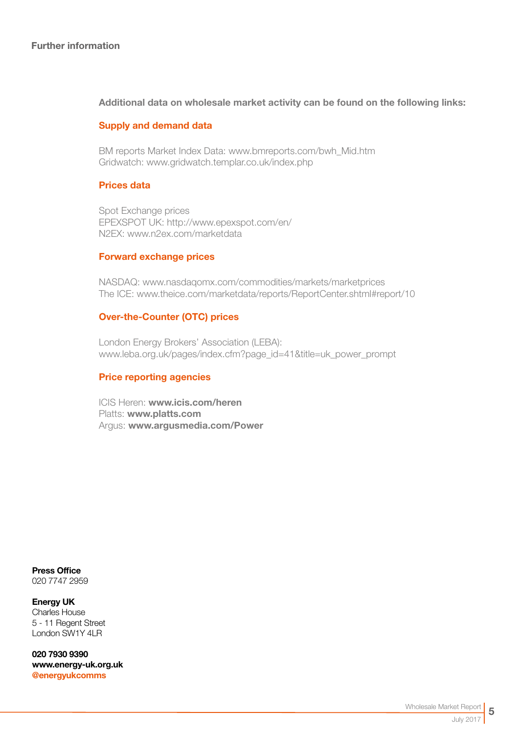## Further information

**Additional data on wholesale market activity can be found on the following links:**

### Supply and demand data

BM reports Market Index Data: www.bmreports.com/bwh_Mid.htm
Gridwatch: www.gridwatch.templar.co.uk/index.php

### Prices data

Spot Exchange prices
EPEXSPOT UK: http://www.epexspot.com/en/
N2EX: www.n2ex.com/marketdata

### Forward exchange prices

NASDAQ: www.nasdaqomx.com/commodities/markets/marketprices
The ICE: www.theice.com/marketdata/reports/ReportCenter.shtml#report/10

### Over-the-Counter (OTC) prices

London Energy Brokers' Association (LEBA):
www.leba.org.uk/pages/index.cfm?page_id=41&title=uk_power_prompt

### Price reporting agencies

ICIS Heren: **www.icis.com/heren**
Platts: **www.platts.com**
Argus: **www.argusmedia.com/Power**

**Press Office**
020 7747 2959

**Energy UK**
Charles House
5 - 11 Regent Street
London SW1Y 4LR

**020 7930 9390**
**www.energy-uk.org.uk**
**@energyukcomms**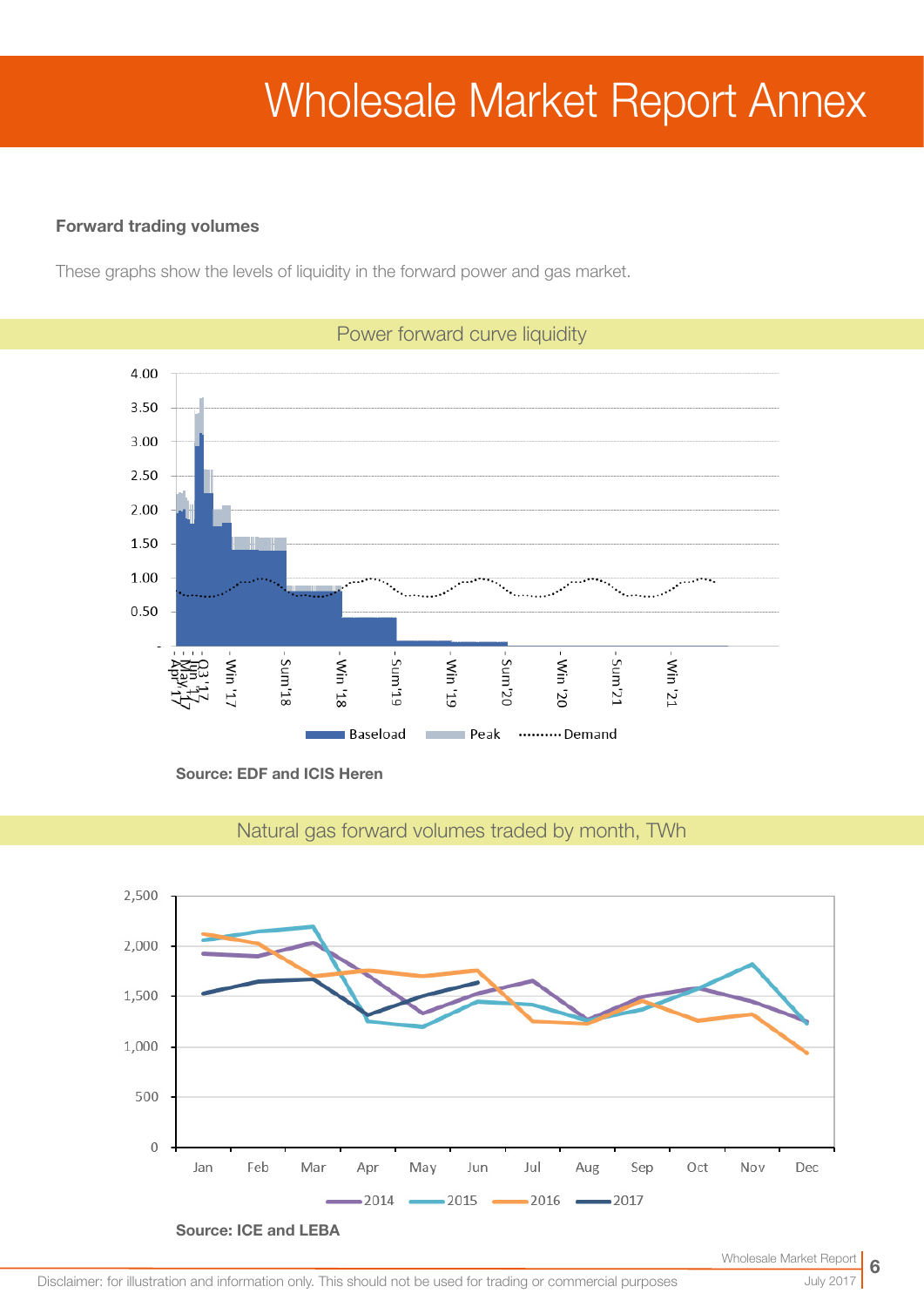# Wholesale Market Report Annex

**Forward trading volumes**

These graphs show the levels of liquidity in the forward power and gas market.

## Power forward curve liquidity

**Source: EDF and ICIS Heren**

## Natural gas forward volumes traded by month, TWh

**Source: ICE and LEBA**

Disclaimer: for illustration and information only. This should not be used for trading or commercial purposes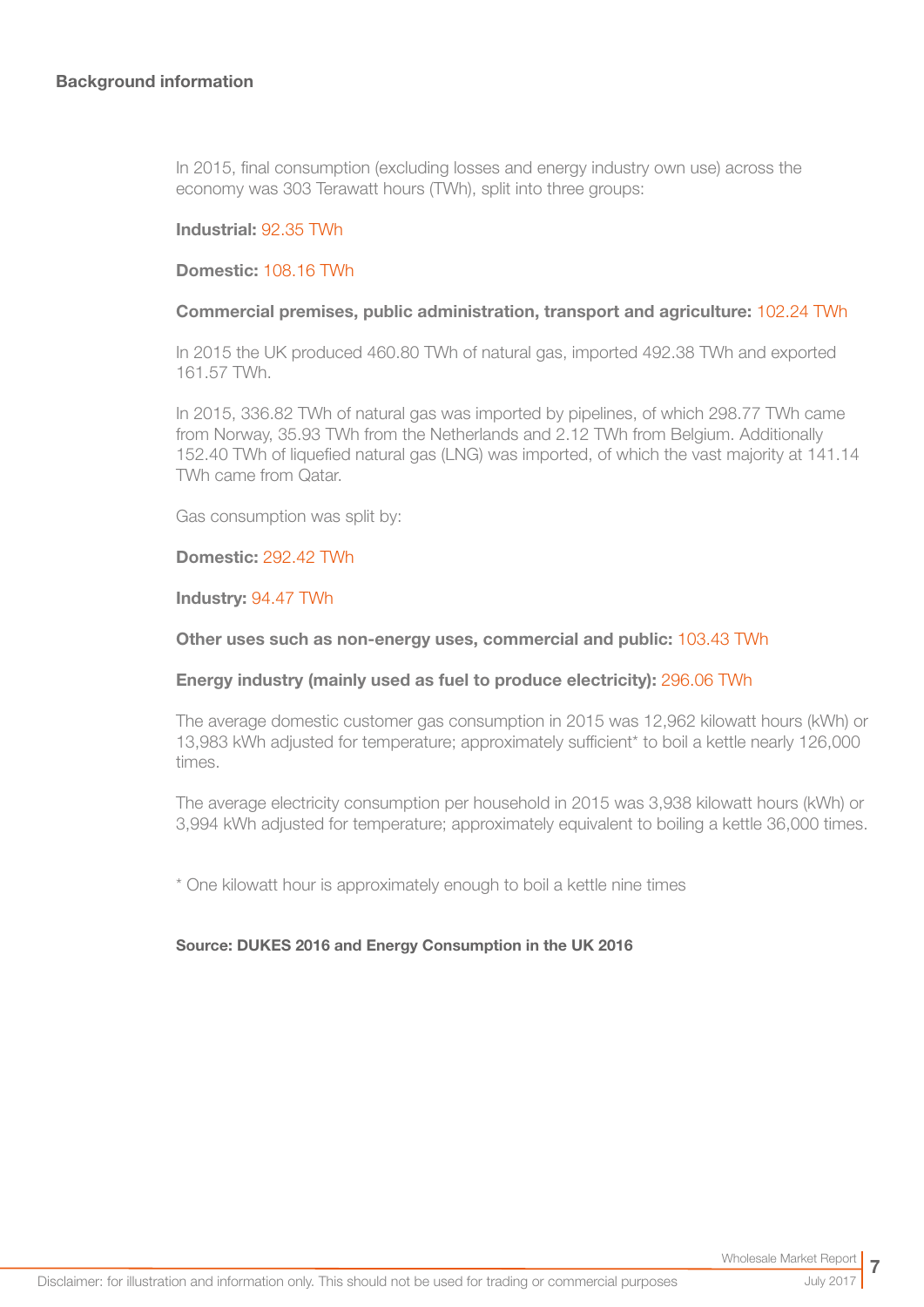## Background information

In 2015, final consumption (excluding losses and energy industry own use) across the economy was 303 Terawatt hours (TWh), split into three groups:

**Industrial:** 92.35 TWh

**Domestic:** 108.16 TWh

**Commercial premises, public administration, transport and agriculture:** 102.24 TWh

In 2015 the UK produced 460.80 TWh of natural gas, imported 492.38 TWh and exported 161.57 TWh.

In 2015, 336.82 TWh of natural gas was imported by pipelines, of which 298.77 TWh came from Norway, 35.93 TWh from the Netherlands and 2.12 TWh from Belgium. Additionally 152.40 TWh of liquefied natural gas (LNG) was imported, of which the vast majority at 141.14 TWh came from Qatar.

Gas consumption was split by:

**Domestic:** 292.42 TWh

**Industry:** 94.47 TWh

**Other uses such as non-energy uses, commercial and public:** 103.43 TWh

**Energy industry (mainly used as fuel to produce electricity):** 296.06 TWh

The average domestic customer gas consumption in 2015 was 12,962 kilowatt hours (kWh) or 13,983 kWh adjusted for temperature; approximately sufficient* to boil a kettle nearly 126,000 times.

The average electricity consumption per household in 2015 was 3,938 kilowatt hours (kWh) or 3,994 kWh adjusted for temperature; approximately equivalent to boiling a kettle 36,000 times.

* One kilowatt hour is approximately enough to boil a kettle nine times

**Source: DUKES 2016 and Energy Consumption in the UK 2016**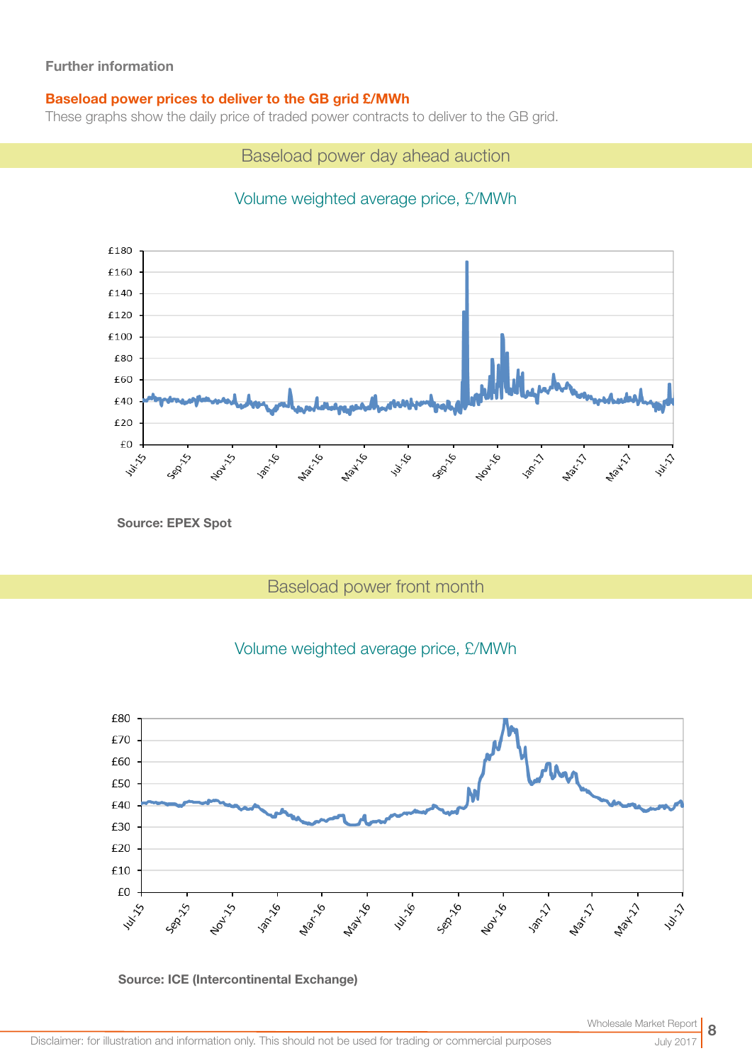**Further information**

**Baseload power prices to deliver to the GB grid £/MWh**

These graphs show the daily price of traded power contracts to deliver to the GB grid.

## Baseload power day ahead auction

Volume weighted average price, £/MWh

**Source: EPEX Spot**

## Baseload power front month

Volume weighted average price, £/MWh

**Source: ICE (Intercontinental Exchange)**

Disclaimer: for illustration and information only. This should not be used for trading or commercial purposes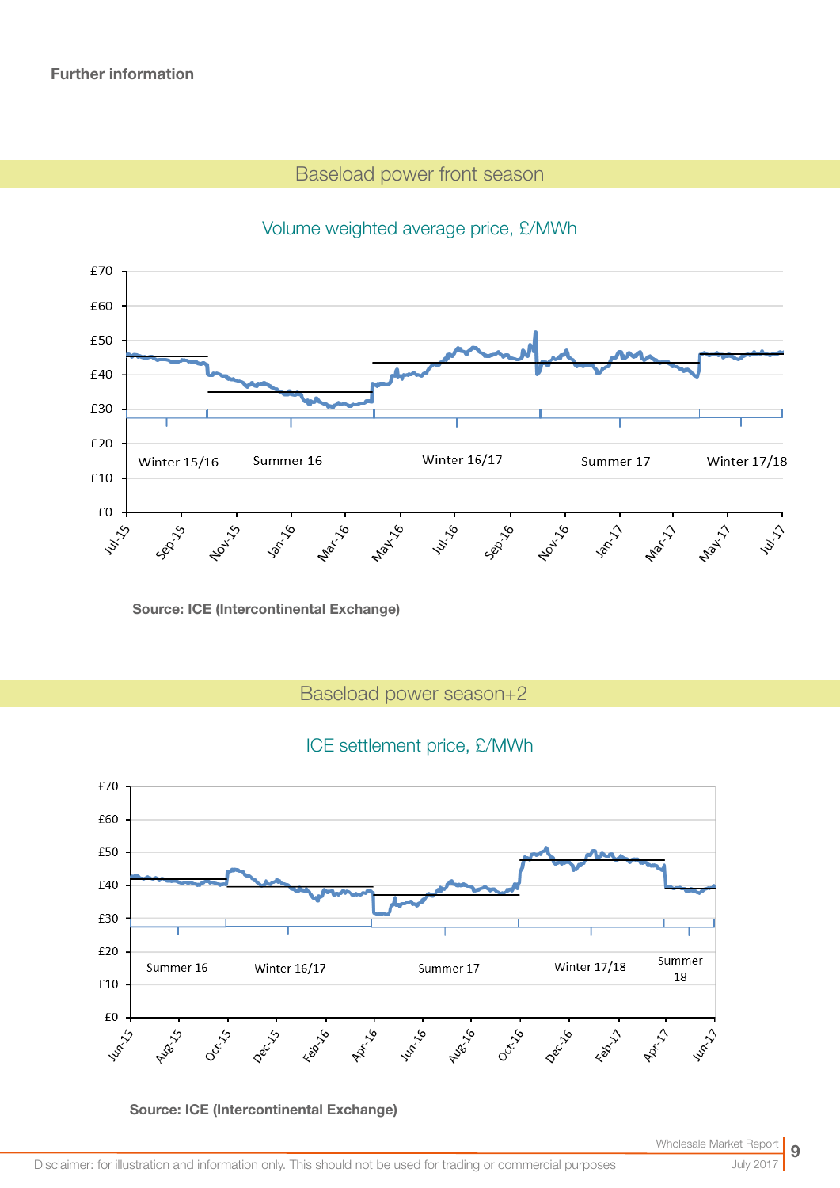**Further information**

## Baseload power front season

Volume weighted average price, £/MWh

Source: ICE (Intercontinental Exchange)

## Baseload power season+2

ICE settlement price, £/MWh

Source: ICE (Intercontinental Exchange)

Disclaimer: for illustration and information only. This should not be used for trading or commercial purposes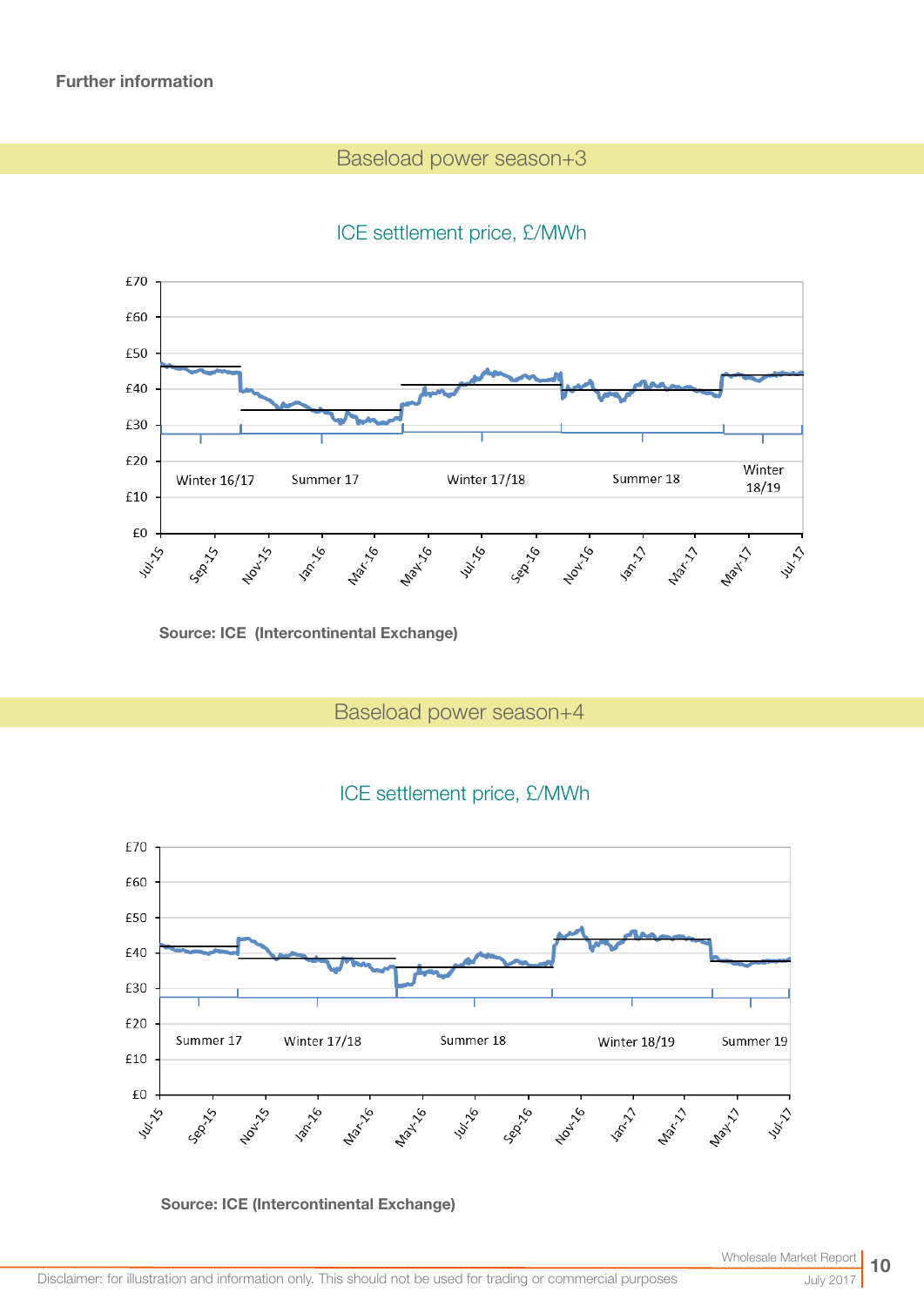**Further information**

## Baseload power season+3

ICE settlement price, £/MWh

Source: ICE (Intercontinental Exchange)

## Baseload power season+4

ICE settlement price, £/MWh

Source: ICE (Intercontinental Exchange)

Disclaimer: for illustration and information only. This should not be used for trading or commercial purposes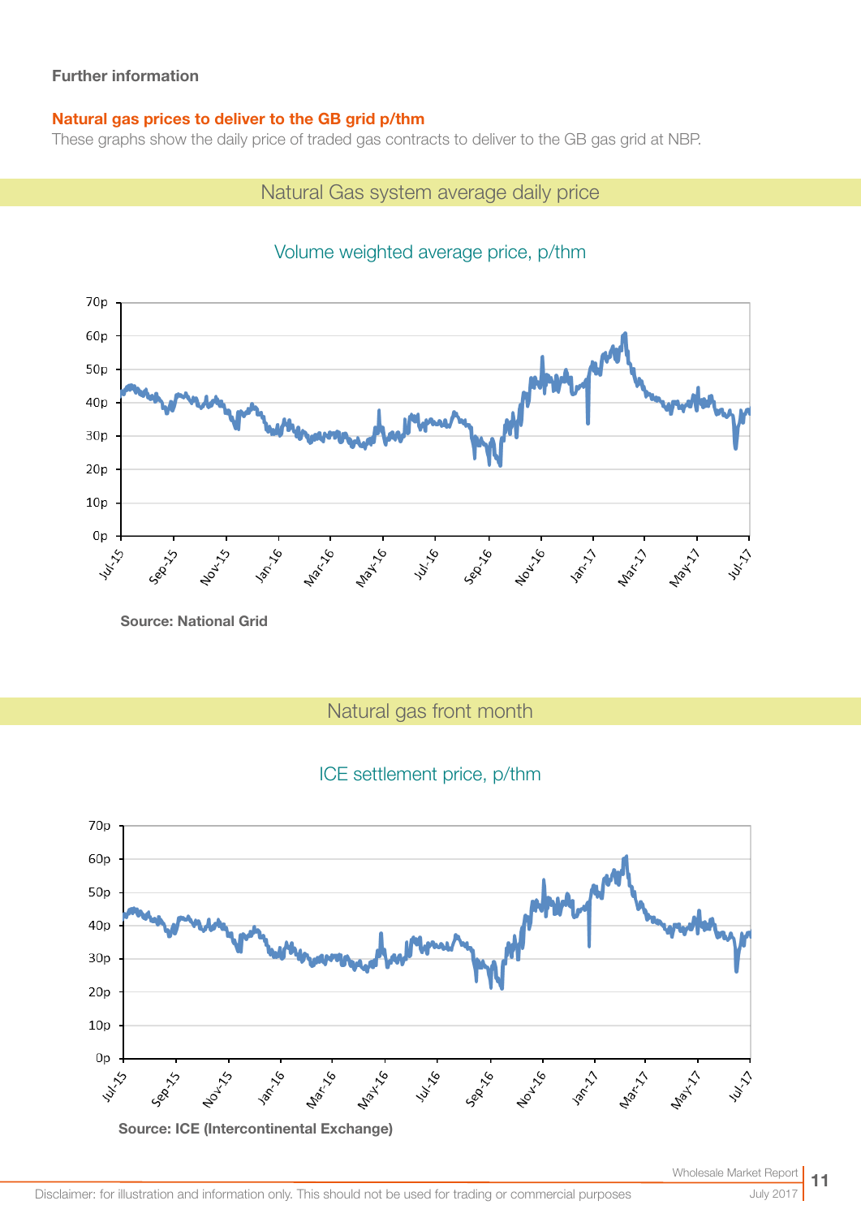**Further information**

## Natural gas prices to deliver to the GB grid p/thm

These graphs show the daily price of traded gas contracts to deliver to the GB gas grid at NBP.

### Natural Gas system average daily price

Volume weighted average price, p/thm

Source: National Grid

### Natural gas front month

ICE settlement price, p/thm

Source: ICE (Intercontinental Exchange)

Disclaimer: for illustration and information only. This should not be used for trading or commercial purposes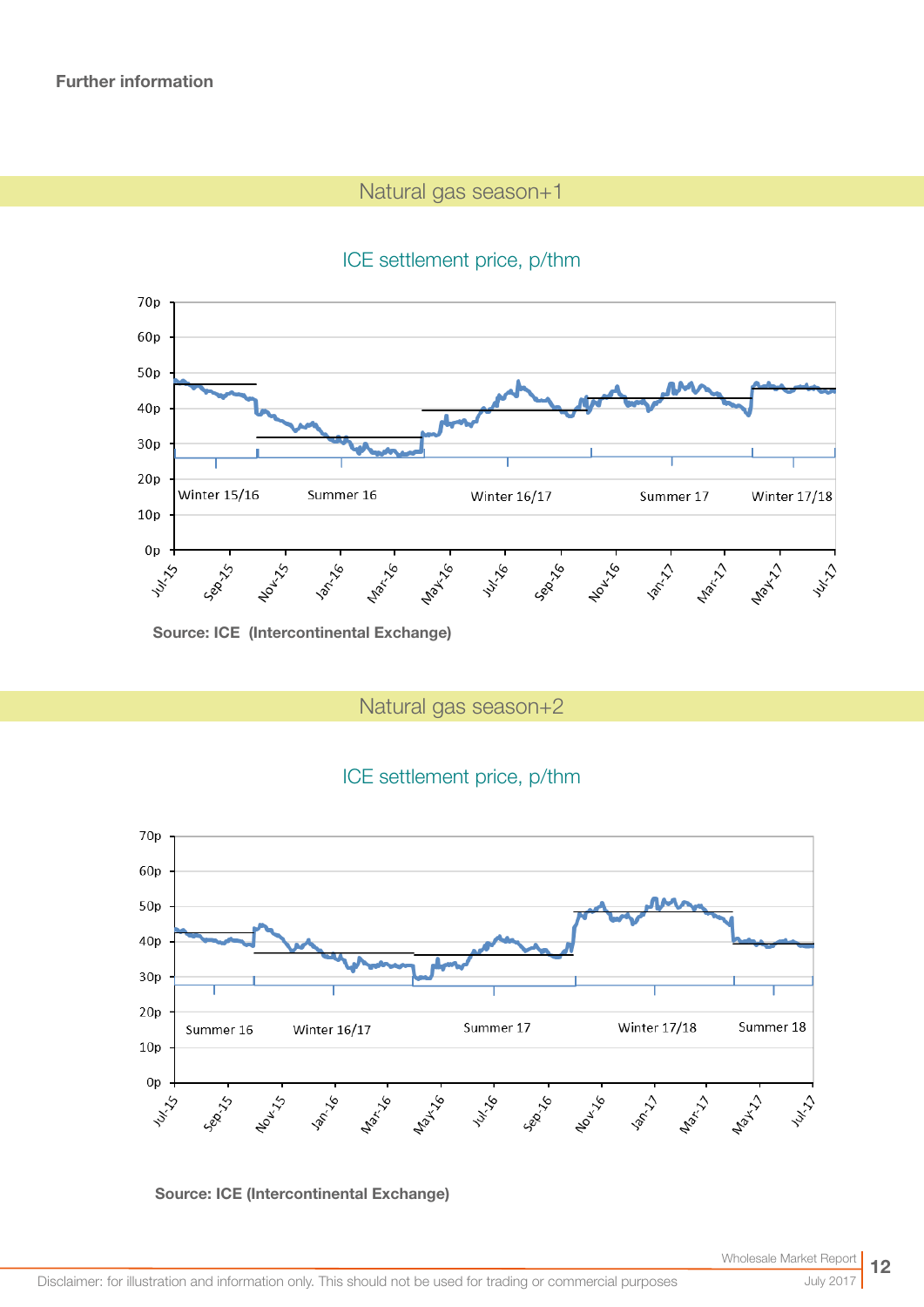**Further information**

## Natural gas season+1

ICE settlement price, p/thm

Source: ICE (Intercontinental Exchange)

## Natural gas season+2

ICE settlement price, p/thm

Source: ICE (Intercontinental Exchange)

Disclaimer: for illustration and information only. This should not be used for trading or commercial purposes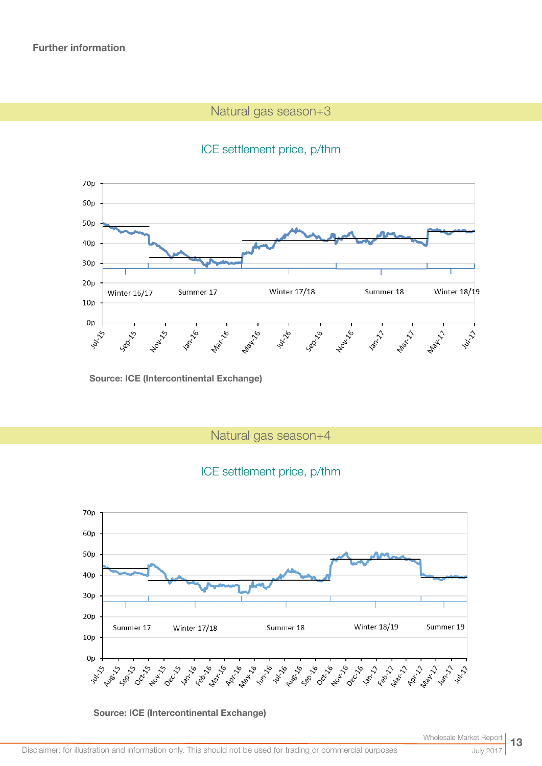**Further information**

## Natural gas season+3

ICE settlement price, p/thm

70p
60p
50p
40p
30p
20p
10p
0p

Winter 16/17
Summer 17
Winter 17/18
Summer 18
Winter 18/19

Jul-15
Sep-15
Nov-15
Jan-16
Mar-16
May-16
Jul-16
Sep-16
Nov-16
Jan-17
Mar-17
May-17
Jul-17

**Source: ICE (Intercontinental Exchange)**

## Natural gas season+4

ICE settlement price, p/thm

70p
60p
50p
40p
30p
20p
10p
0p

Summer 17
Winter 17/18
Summer 18
Winter 18/19
Summer 19

Jul-15
Aug-15
Sep-15
Oct-15
Nov-15
Dec-15
Jan-16
Feb-16
Mar-16
Apr-16
May-16
Jun-16
Jul-16
Aug-16
Sep-16
Oct-16
Nov-16
Dec-16
Jan-17
Feb-17
Mar-17
Apr-17
May-17
Jun-17
Jul-17

**Source: ICE (Intercontinental Exchange)**

Disclaimer: for illustration and information only. This should not be used for trading or commercial purposes